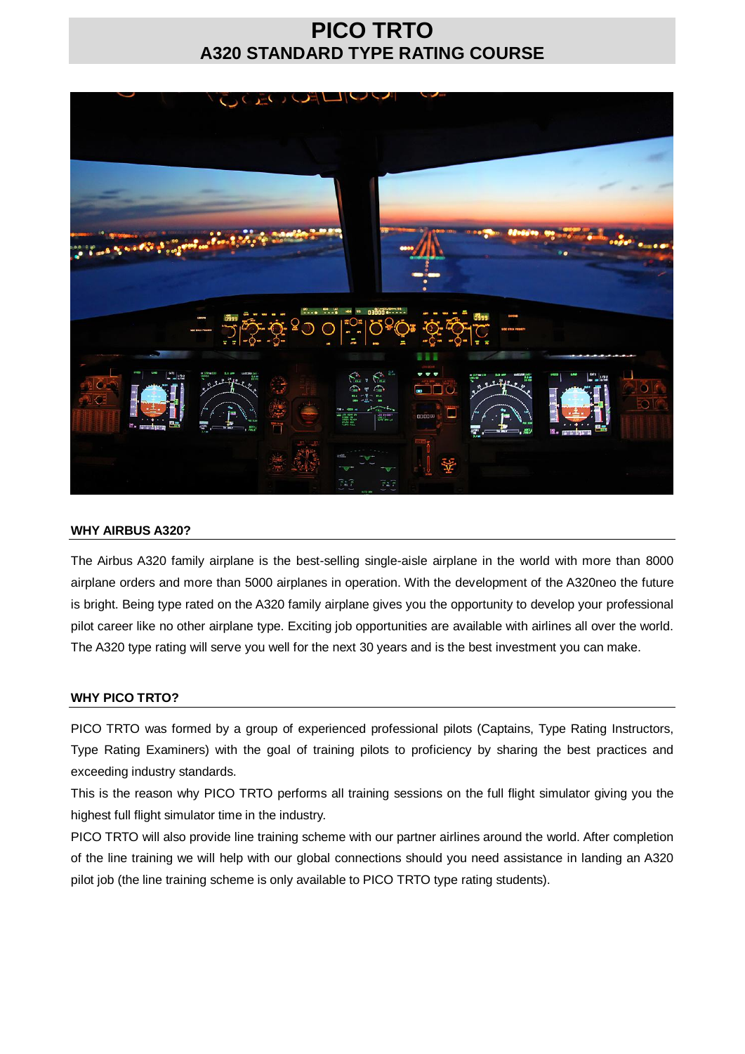# PICO TRTO
## A320 STANDARD TYPE RATING COURSE

### WHY AIRBUS A320?

The Airbus A320 family airplane is the best-selling single-aisle airplane in the world with more than 8000 airplane orders and more than 5000 airplanes in operation. With the development of the A320neo the future is bright. Being type rated on the A320 family airplane gives you the opportunity to develop your professional pilot career like no other airplane type. Exciting job opportunities are available with airlines all over the world. The A320 type rating will serve you well for the next 30 years and is the best investment you can make.

### WHY PICO TRTO?

PICO TRTO was formed by a group of experienced professional pilots (Captains, Type Rating Instructors, Type Rating Examiners) with the goal of training pilots to proficiency by sharing the best practices and exceeding industry standards.

This is the reason why PICO TRTO performs all training sessions on the full flight simulator giving you the highest full flight simulator time in the industry.

PICO TRTO will also provide line training scheme with our partner airlines around the world. After completion of the line training we will help with our global connections should you need assistance in landing an A320 pilot job (the line training scheme is only available to PICO TRTO type rating students).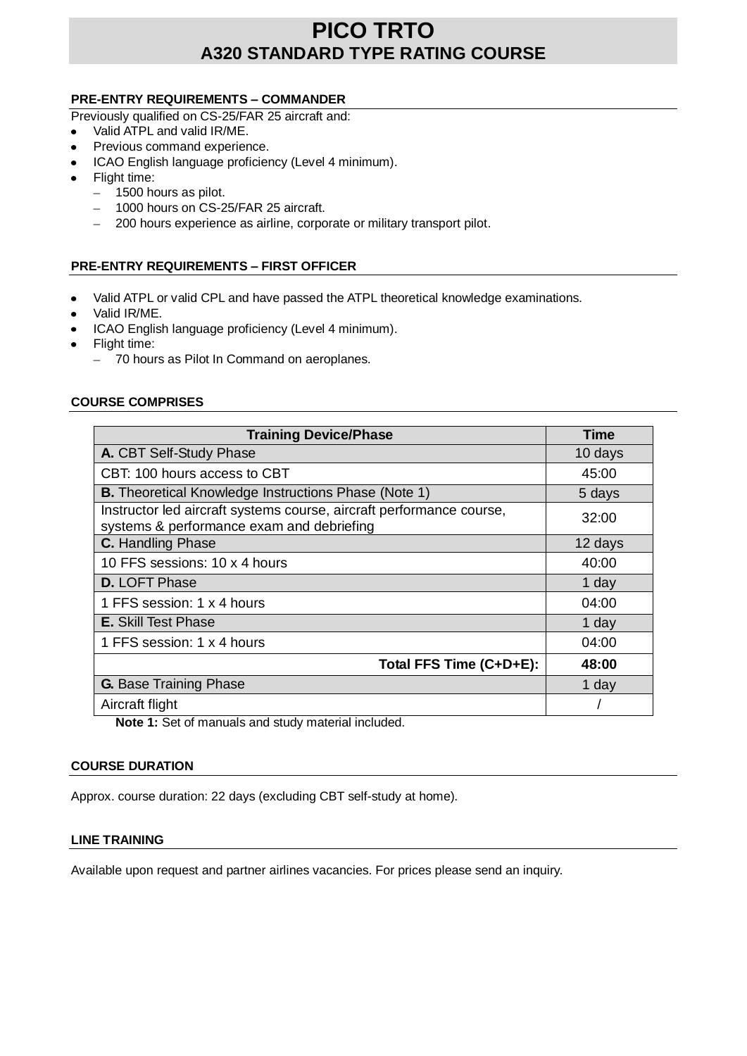# PICO TRTO
## A320 STANDARD TYPE RATING COURSE

### PRE-ENTRY REQUIREMENTS – COMMANDER

Previously qualified on CS-25/FAR 25 aircraft and:

- Valid ATPL and valid IR/ME.
- Previous command experience.
- ICAO English language proficiency (Level 4 minimum).
- Flight time:
  - 1500 hours as pilot.
  - 1000 hours on CS-25/FAR 25 aircraft.
  - 200 hours experience as airline, corporate or military transport pilot.

### PRE-ENTRY REQUIREMENTS – FIRST OFFICER

- Valid ATPL or valid CPL and have passed the ATPL theoretical knowledge examinations.
- Valid IR/ME.
- ICAO English language proficiency (Level 4 minimum).
- Flight time:
  - 70 hours as Pilot In Command on aeroplanes.

### COURSE COMPRISES

| Training Device/Phase | Time |
|---|---|
| **A.** CBT Self-Study Phase | 10 days |
| CBT: 100 hours access to CBT | 45:00 |
| **B.** Theoretical Knowledge Instructions Phase (Note 1) | 5 days |
| Instructor led aircraft systems course, aircraft performance course, systems & performance exam and debriefing | 32:00 |
| **C.** Handling Phase | 12 days |
| 10 FFS sessions: 10 x 4 hours | 40:00 |
| **D.** LOFT Phase | 1 day |
| 1 FFS session: 1 x 4 hours | 04:00 |
| **E.** Skill Test Phase | 1 day |
| 1 FFS session: 1 x 4 hours | 04:00 |
| **Total FFS Time (C+D+E):** | **48:00** |
| **G.** Base Training Phase | 1 day |
| Aircraft flight | / |

**Note 1:** Set of manuals and study material included.

### COURSE DURATION

Approx. course duration: 22 days (excluding CBT self-study at home).

### LINE TRAINING

Available upon request and partner airlines vacancies. For prices please send an inquiry.